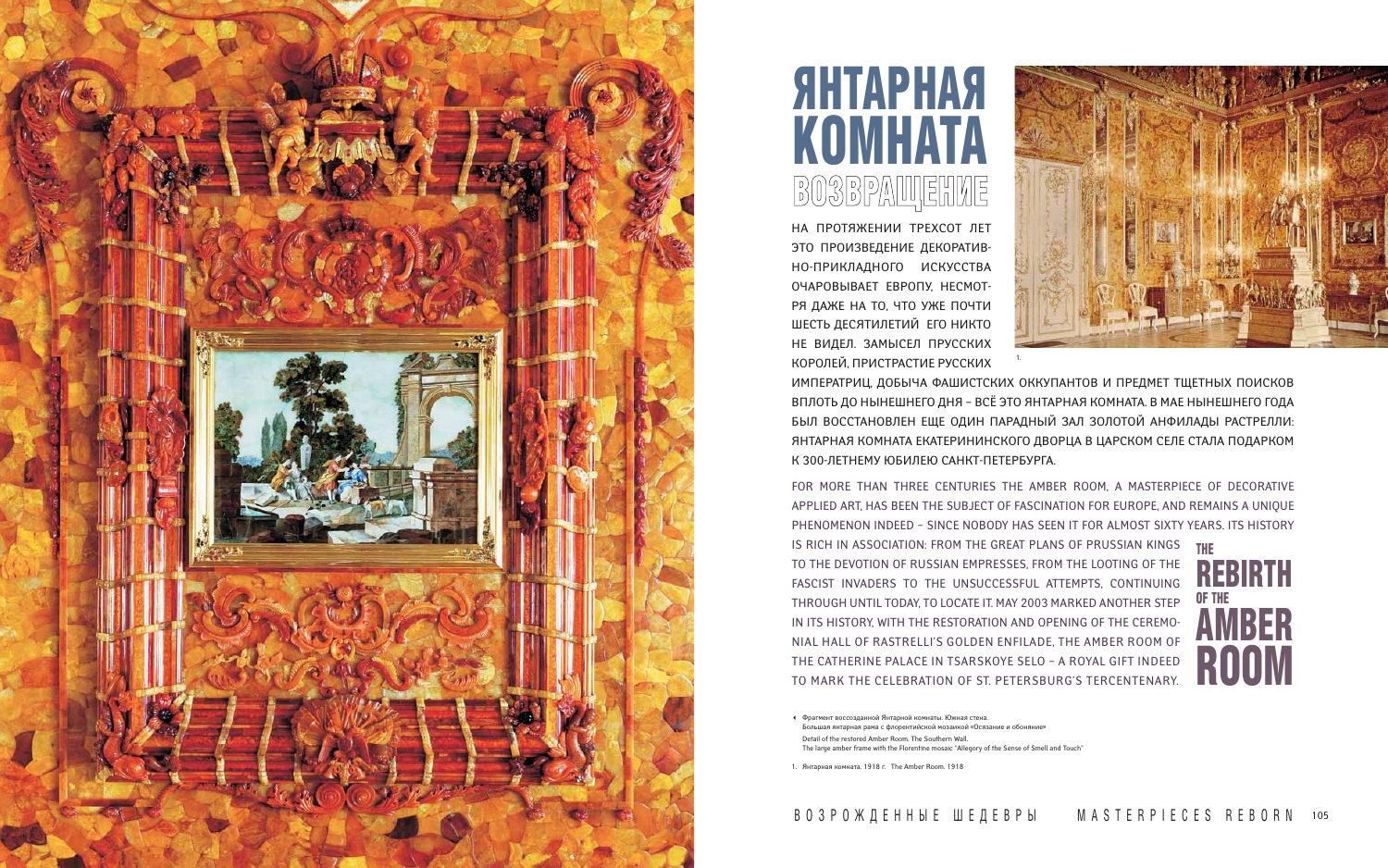# ЯНТАРНАЯ КОМНАТА ВОЗВРАЩЕНИЕ

НА ПРОТЯЖЕНИИ ТРЕХСОТ ЛЕТ ЭТО ПРОИЗВЕДЕНИЕ ДЕКОРАТИВНО-ПРИКЛАДНОГО ИСКУССТВА ОЧАРОВЫВАЕТ ЕВРОПУ, НЕСМОТРЯ ДАЖЕ НА ТО, ЧТО УЖЕ ПОЧТИ ШЕСТЬ ДЕСЯТИЛЕТИЙ ЕГО НИКТО НЕ ВИДЕЛ. ЗАМЫСЕЛ ПРУССКИХ КОРОЛЕЙ, ПРИСТРАСТИЕ РУССКИХ ИМПЕРАТРИЦ, ДОБЫЧА ФАШИСТСКИХ ОККУПАНТОВ И ПРЕДМЕТ ТЩЕТНЫХ ПОИСКОВ ВПЛОТЬ ДО НЫНЕШНЕГО ДНЯ – ВСЁ ЭТО ЯНТАРНАЯ КОМНАТА. В МАЕ НЫНЕШНЕГО ГОДА БЫЛ ВОССТАНОВЛЕН ЕЩЕ ОДИН ПАРАДНЫЙ ЗАЛ ЗОЛОТОЙ АНФИЛАДЫ РАСТРЕЛЛИ: ЯНТАРНАЯ КОМНАТА ЕКАТЕРИНИНСКОГО ДВОРЦА В ЦАРСКОМ СЕЛЕ СТАЛА ПОДАРКОМ К 300-ЛЕТНЕМУ ЮБИЛЕЮ САНКТ-ПЕТЕРБУРГА.

# THE REBIRTH OF THE AMBER ROOM

FOR MORE THAN THREE CENTURIES THE AMBER ROOM, A MASTERPIECE OF DECORATIVE APPLIED ART, HAS BEEN THE SUBJECT OF FASCINATION FOR EUROPE, AND REMAINS A UNIQUE PHENOMENON INDEED – SINCE NOBODY HAS SEEN IT FOR ALMOST SIXTY YEARS. ITS HISTORY IS RICH IN ASSOCIATION: FROM THE GREAT PLANS OF PRUSSIAN KINGS TO THE DEVOTION OF RUSSIAN EMPRESSES, FROM THE LOOTING OF THE FASCIST INVADERS TO THE UNSUCCESSFUL ATTEMPTS, CONTINUING THROUGH UNTIL TODAY, TO LOCATE IT. MAY 2003 MARKED ANOTHER STEP IN ITS HISTORY, WITH THE RESTORATION AND OPENING OF THE CEREMONIAL HALL OF RASTRELLI'S GOLDEN ENFILADE, THE AMBER ROOM OF THE CATHERINE PALACE IN TSARSKOYE SELO – A ROYAL GIFT INDEED TO MARK THE CELEBRATION OF ST. PETERSBURG'S TERCENTENARY.

◂ Фрагмент воссозданной Янтарной комнаты. Южная стена.
Большая янтарная рама с флорентийской мозаикой «Осязание и обоняние»
Detail of the restored Amber Room. The Southern Wall.
The large amber frame with the Florentine mosaic "Allegory of the Sense of Smell and Touch"

1. Янтарная комната. 1918 г. The Amber Room. 1918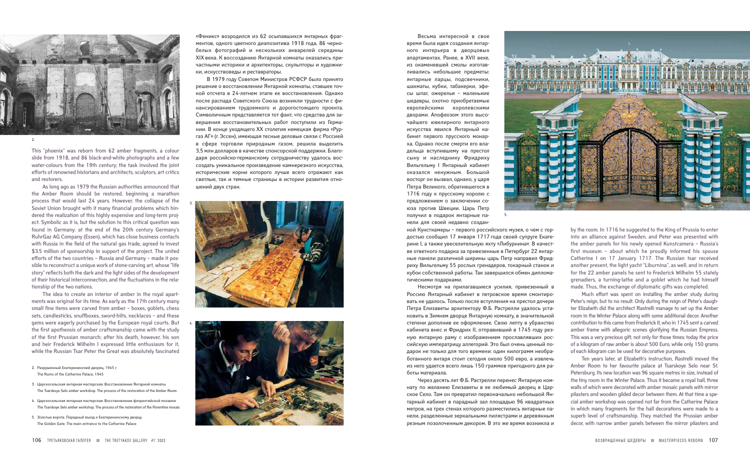«Феникс» возродился из 62 осыпавшихся янтарных фрагментов, одного цветного диапозитива 1918 года, 86 черно-белых фотографий и нескольких акварелей середины XIX века. К воссозданию Янтарной комнаты оказались причастными историки и архитекторы, скульпторы и художники, искусствоведы и реставраторы.

В 1979 году Советом Министров РСФСР было принято решение о восстановлении Янтарной комнаты, ставшее точкой отсчета в 24-летнем этапе ее восстановления. Однако после распада Советского Союза возникли трудности с финансированием трудоемкого и дорогостоящего проекта. Символичным представляется тот факт, что средства для завершения восстановительных работ поступили из Германии. В конце уходящего XX столетия немецкая фирма «Рургаз АГ» (г. Эссен), имеющая тесные деловые связи с Россией в сфере торговли природным газом, решила выделить 3,5 млн долларов в качестве спонсорской поддержки. Благодаря российско-германскому сотрудничеству удалось воссоздать уникальное произведение камнерезного искусства, исторические корни которого лучше всего отражают как светлые, так и темные страницы в истории развития отношений двух стран.

Весьма интересной в свое время была идея создания янтарного интерьера в дворцовых апартаментах. Ранее, в XVII веке, из окаменевшей смолы изготавливались небольшие предметы: янтарные ларцы, подсвечники, шахматы, кубки, табакерки, эфесы шпаг, ожерелья – маленькие шедевры, охотно приобретаемые европейскими королевскими дворами. Апофеозом этого высочайшего ювелирного янтарного искусства явился Янтарный кабинет первого прусского монарха. Однако после смерти его владельца вступившему на престол сыну и наследнику Фридриху Вильгельму I Янтарный кабинет оказался ненужным. Большой восторг он вызвал, однако, у царя Петра Великого, обратившегося в 1716 году к прусскому королю с предложением о заключении союза против Швеции. Царь Петр получил в подарок янтарные панели для своей недавно созданной Кунсткамеры – первого российского музея, о чем с гордостью сообщил 17 января 1717 года своей супруге Екатерине I, а также увеселительную яхту «Либурнина». В качестве ответного подарка за привезенные в Петербург 22 янтарные панели различной ширины царь Петр направил Фридриху Вильгельму 55 рослых гренадеров, токарный станок и кубок собственной работы. Так завершился обмен дипломатическими подарками.

Несмотря на прилагавшиеся усилия, привезенный в Россию Янтарный кабинет в петровское время смонтировать не удалось. Только после вступления на престол дочери Петра Елизаветы архитектору Ф.Б. Растрелли удалось установить в Зимнем дворце Янтарную комнату, в значительной степени дополнив ее оформление. Свою лепту в убранство кабинета внес и Фридрих II, отправивший в 1745 году резную янтарную раму с изображением прославлявших российскую императрицу аллегорий. Это был очень ценный подарок не только для того времени: один килограмм необработанного янтаря стоит сегодня около 500 евро, а извлечь из него удается всего лишь 150 граммов пригодного для работы материала.

Через десять лет Ф.Б. Растрелли перенес Янтарную комнату по желанию Елизаветы в ее любимый дворец в Царское Село. Там он превратил первоначально небольшой Янтарный кабинет в парадный зал площадью 96 квадратных метров, на трех стенах которого разместились янтарные панели, разделенные зеркальными пилястрами и деревянным резным позолоченным декором. В это же время возникла и

This "phoenix" was reborn from 62 amber fragments, a colour slide from 1918, and 86 black-and-white photographs and a few water-colours from the 19th century; the task involved the joint efforts of renowned historians and architects, sculptors, art critics and restorers.

As long ago as 1979 the Russian authorities announced that the Amber Room should be restored, beginning a marathon process that would last 24 years. However, the collapse of the Soviet Union brought with it many financial problems which hindered the realization of this highly expensive and long-term project. Symbolic as it is, but the solution to this critical question was found in Germany: at the end of the 20th century Germany's RuhrGaz AG Company (Essen), which has close business contacts with Russia in the field of the natural gas trade, agreed to invest $3.5 million of sponsorship in support of the project. The united efforts of the two countries – Russia and Germany – made it possible to reconstruct a unique work of stone-carving art, whose "life story" reflects both the dark and the light sides of the development of their historical interconnection, and the fluctuations in the relationship of the two nations.

The idea to create an interior of amber in the royal apartments was original for its time. As early as the 17th century many small fine items were carved from amber – boxes, goblets, chess sets, candlesticks, snuffboxes, sword-hilts, necklaces – and these gems were eagerly purchased by the European royal courts. But the first apotheosis of amber craftsmanship came with the study of the first Prussian monarch; after his death, however, his son and heir Frederick Wilhelm I expressed little enthusiasm for it, while the Russian Tsar Peter the Great was absolutely fascinated by the room. In 1716 he suggested to the King of Prussia to enter into an alliance against Sweden, and Peter was presented with the amber panels for his newly opened Kunstcamera – Russia's first museum – about which he proudly informed his spouse Catherine I on 17 January 1717. The Russian tsar received another present, the light yacht "Liburnina", as well, and in return for the 22 amber panels he sent to Frederick Wilhelm 55 stately grenadiers, a turning-lathe and a goblet which he had himself made. Thus, the exchange of diplomatic gifts was completed.

Much effort was spent on installing the amber study during Peter's reign, but to no result. Only during the reign of Peter's daughter Elizabeth did the architect Rastrelli manage to set up the Amber room in the Winter Palace along with some additional decor. Another contribution to this came from Frederick II, who in 1745 sent a carved amber frame with allegoric scenes glorifying the Russian Empress. This was a very precious gift, not only for those times: today the price of a kilogram of raw amber is about 500 Euro, while only 150 grams of each kilogram can be used for decorative purposes.

Ten years later, at Elizabeth's instruction, Rastrelli moved the Amber Room to her favourite palace at Tsarskoye Selo near St. Petersburg. Its new location was 96 square metres in size, instead of the tiny room in the Winter Palace. Thus it became a royal hall, three walls of which were decorated with amber mosaic panels with mirror pilasters and wooden gilded decor between them. At that time a special amber workshop was opened not far from the Catherine Palace in which many fragments for the hall decorations were made to a superb level of craftsmanship. They matched the Prussian amber decor, with narrow amber panels between the mirror pilasters and

2. Разрушенный Екатерининский дворец, 1945 г.
The Ruins of the Catherine Palace, 1945

3. Царскосельская янтарная мастерская. Восстановление Янтарной комнаты
The Tsarskoye Selo amber workshop. The process of the restoration of the Amber Room

4. Царскосельская янтарная мастерская. Восстановление флорентийской мозаики
The Tsarskoye Selo amber workshop. The process of the restoration of the Florentine mosaic

5. Золотые ворота. Парадный въезд к Екатерининскому дворцу
The Golden Gate. The main entrance to the Catherine Palace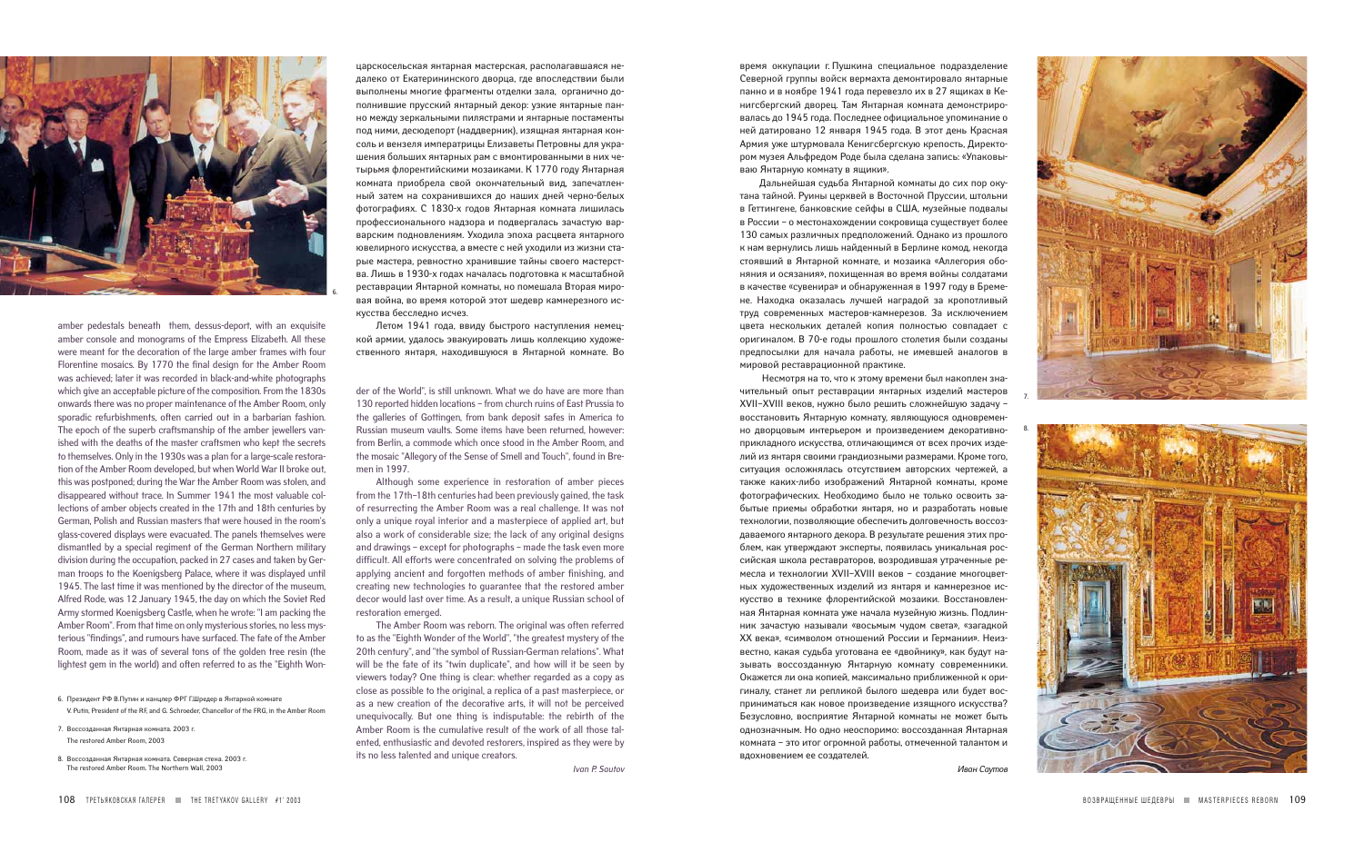amber pedestals beneath them, dessus-deport, with an exquisite amber console and monograms of the Empress Elizabeth. All these were meant for the decoration of the large amber frames with four Florentine mosaics. By 1770 the final design for the Amber Room was achieved; later it was recorded in black-and-white photographs which give an acceptable picture of the composition. From the 1830s onwards there was no proper maintenance of the Amber Room, only sporadic refurbishments, often carried out in a barbarian fashion. The epoch of the superb craftsmanship of the amber jewellers vanished with the deaths of the master craftsmen who kept the secrets to themselves. Only in the 1930s was a plan for a large-scale restoration of the Amber Room developed, but when World War II broke out, this was postponed; during the War the Amber Room was stolen, and disappeared without trace. In Summer 1941 the most valuable collections of amber objects created in the 17th and 18th centuries by German, Polish and Russian masters that were housed in the room's glass-covered displays were evacuated. The panels themselves were dismantled by a special regiment of the German Northern military division during the occupation, packed in 27 cases and taken by German troops to the Koenigsberg Palace, where it was displayed until 1945. The last time it was mentioned by the director of the museum, Alfred Rode, was 12 January 1945, the day on which the Soviet Red Army stormed Koenigsberg Castle, when he wrote: "I am packing the Amber Room". From that time on only mysterious stories, no less mysterious "findings", and rumours have surfaced. The fate of the Amber Room, made as it was of several tons of the golden tree resin (the lightest gem in the world) and often referred to as the "Eighth Wonder of the World", is still unknown. What we do have are more than 130 reported hidden locations – from church ruins of East Prussia to the galleries of Gottingen, from bank deposit safes in America to Russian museum vaults. Some items have been returned, however: from Berlin, a commode which once stood in the Amber Room, and the mosaic "Allegory of the Sense of Smell and Touch", found in Bremen in 1997.

Although some experience in restoration of amber pieces from the 17th–18th centuries had been previously gained, the task of resurrecting the Amber Room was a real challenge. It was not only a unique royal interior and a masterpiece of applied art, but also a work of considerable size; the lack of any original designs and drawings – except for photographs – made the task even more difficult. All efforts were concentrated on solving the problems of applying ancient and forgotten methods of amber finishing, and creating new technologies to guarantee that the restored amber decor would last over time. As a result, a unique Russian school of restoration emerged.

The Amber Room was reborn. The original was often referred to as the "Eighth Wonder of the World", "the greatest mystery of the 20th century", and "the symbol of Russian-German relations". What will be the fate of its "twin duplicate", and how will it be seen by viewers today? One thing is clear: whether regarded as a copy as close as possible to the original, a replica of a past masterpiece, or as a new creation of the decorative arts, it will not be perceived unequivocally. But one thing is indisputable: the rebirth of the Amber Room is the cumulative result of the work of all those talented, enthusiastic and devoted restorers, inspired as they were by its no less talented and unique creators.

*Ivan P. Sautov*

царскосельская янтарная мастерская, располагавшаяся недалеко от Екатерининского дворца, где впоследствии были выполнены многие фрагменты отделки зала, органично дополнившие прусский янтарный декор: узкие янтарные панно между зеркальными пилястрами и янтарные постаменты под ними, десюдепорт (наддверник), изящная янтарная консоль и вензеля императрицы Елизаветы Петровны для украшения больших янтарных рам с вмонтированными в них четырьмя флорентийскими мозаиками. К 1770 году Янтарная комната приобрела свой окончательный вид, запечатленный затем на сохранившихся до наших дней черно-белых фотографиях. С 1830-х годов Янтарная комната лишилась профессионального надзора и подвергалась зачастую варварским подновлениям. Уходила эпоха расцвета янтарного ювелирного искусства, а вместе с ней уходили из жизни старые мастера, ревностно хранившие тайны своего мастерства. Лишь в 1930-х годах началась подготовка к масштабной реставрации Янтарной комнаты, но помешала Вторая мировая война, во время которой этот шедевр камнерезного искусства бесследно исчез.

Летом 1941 года, ввиду быстрого наступления немецкой армии, удалось эвакуировать лишь коллекцию художественного янтаря, находившуюся в Янтарной комнате. Во время оккупации г. Пушкина специальное подразделение Северной группы войск вермахта демонтировало янтарные панно и в ноябре 1941 года перевезло их в 27 ящиках в Кенигсбергский дворец. Там Янтарная комната демонстрировалась до 1945 года. Последнее официальное упоминание о ней датировано 12 января 1945 года. В этот день Красная Армия уже штурмовала Кенигсбергскую крепость, Директором музея Альфредом Роде была сделана запись: «Упаковываю Янтарную комнату в ящики».

Дальнейшая судьба Янтарной комнаты до сих пор окутана тайной. Руины церквей в Восточной Пруссии, штольни в Геттингене, банковские сейфы в США, музейные подвалы в России – о местонахождении сокровища существует более 130 самых различных предположений. Однако из прошлого к нам вернулись лишь найденный в Берлине комод, некогда стоявший в Янтарной комнате, и мозаика «Аллегория обоняния и осязания», похищенная во время войны солдатами в качестве «сувенира» и обнаруженная в 1997 году в Бремене. Находка оказалась лучшей наградой за кропотливый труд современных мастеров-камнерезов. За исключением цвета нескольких деталей копия полностью совпадает с оригиналом. В 70-е годы прошлого столетия были созданы предпосылки для начала работы, не имевшей аналогов в мировой реставрационной практике.

Несмотря на то, что к этому времени был накоплен значительный опыт реставрации янтарных изделий мастеров XVII–XVIII веков, нужно было решить сложнейшую задачу – восстановить Янтарную комнату, являющуюся одновременно дворцовым интерьером и произведением декоративно-прикладного искусства, отличающимся от всех прочих изделий из янтаря своими грандиозными размерами. Кроме того, ситуация осложнялась отсутствием авторских чертежей, а также каких-либо изображений Янтарной комнаты, кроме фотографических. Необходимо было не только освоить забытые приемы обработки янтаря, но и разработать новые технологии, позволяющие обеспечить долговечность воссоздаваемого янтарного декора. В результате решения этих проблем, как утверждают эксперты, появилась уникальная российская школа реставраторов, возродившая утраченные ремесла и технологии XVII–XVIII веков – создание многоцветных художественных изделий из янтаря и камнерезное искусство в технике флорентийской мозаики. Восстановленная Янтарная комната уже начала музейную жизнь. Подлинник зачастую называли «восьмым чудом света», «загадкой XX века», «символом отношений России и Германии». Неизвестно, какая судьба уготована ее «двойнику», как будут называть воссозданную Янтарную комнату современники. Окажется ли она копией, максимально приближенной к оригиналу, станет ли репликой былого шедевра или будет восприниматься как новое произведение изящного искусства? Безусловно, восприятие Янтарной комнаты не может быть однозначным. Но одно неоспоримо: воссозданная Янтарная комната – это итог огромной работы, отмеченной талантом и вдохновением ее создателей.

*Иван Саутов*

6. Президент РФ В.Путин и канцлер ФРГ Г.Шредер в Янтарной комнате
V. Putin, President of the RF, and G. Schroeder, Chancellor of the FRG, in the Amber Room

7. Воссозданная Янтарная комната. 2003 г.
The restored Amber Room, 2003

8. Воссозданная Янтарная комната. Северная стена. 2003 г.
The restored Amber Room. The Northern Wall, 2003